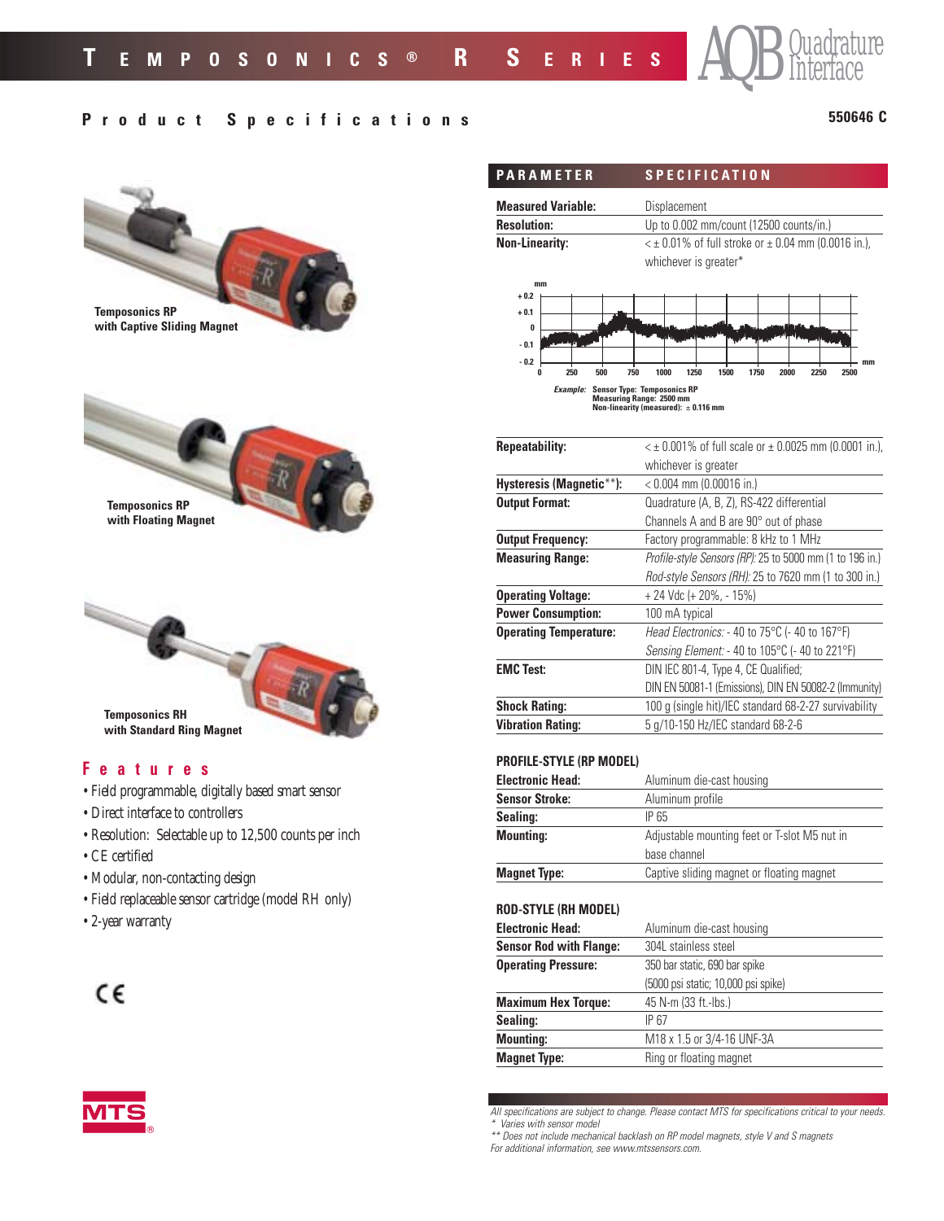# Temposonics® R Series

AQB Quadrature Interface

## Product Specifications

550646 C

Temposonics RP with Captive Sliding Magnet

Temposonics RP with Floating Magnet

Temposonics RH with Standard Ring Magnet

## Features

- Field programmable, digitally based smart sensor
- Direct interface to controllers
- Resolution: Selectable up to 12,500 counts per inch
- CE certified
- Modular, non-contacting design
- Field replaceable sensor cartridge (model RH only)
- 2-year warranty

CE

| PARAMETER | SPECIFICATION |
|---|---|
| **Measured Variable:** | Displacement |
| **Resolution:** | Up to 0.002 mm/count (12500 counts/in.) |
| **Non-Linearity:** | < ± 0.01% of full stroke or ± 0.04 mm (0.0016 in.), whichever is greater* |

*Example:* Sensor Type: Temposonics RP
Measuring Range: 2500 mm
Non-linearity (measured): ± 0.116 mm

| PARAMETER | SPECIFICATION |
|---|---|
| **Repeatability:** | < ± 0.001% of full scale or ± 0.0025 mm (0.0001 in.), whichever is greater |
| **Hysteresis (Magnetic\*\*):** | < 0.004 mm (0.00016 in.) |
| **Output Format:** | Quadrature (A, B, Z), RS-422 differential<br>Channels A and B are 90° out of phase |
| **Output Frequency:** | Factory programmable: 8 kHz to 1 MHz |
| **Measuring Range:** | *Profile-style Sensors (RP):* 25 to 5000 mm (1 to 196 in.)<br>*Rod-style Sensors (RH):* 25 to 7620 mm (1 to 300 in.) |
| **Operating Voltage:** | + 24 Vdc (+ 20%, - 15%) |
| **Power Consumption:** | 100 mA typical |
| **Operating Temperature:** | *Head Electronics:* - 40 to 75°C (- 40 to 167°F)<br>*Sensing Element:* - 40 to 105°C (- 40 to 221°F) |
| **EMC Test:** | DIN IEC 801-4, Type 4, CE Qualified;<br>DIN EN 50081-1 (Emissions), DIN EN 50082-2 (Immunity) |
| **Shock Rating:** | 100 g (single hit)/IEC standard 68-2-27 survivability |
| **Vibration Rating:** | 5 g/10-150 Hz/IEC standard 68-2-6 |

### PROFILE-STYLE (RP MODEL)

| | |
|---|---|
| **Electronic Head:** | Aluminum die-cast housing |
| **Sensor Stroke:** | Aluminum profile |
| **Sealing:** | IP 65 |
| **Mounting:** | Adjustable mounting feet or T-slot M5 nut in base channel |
| **Magnet Type:** | Captive sliding magnet or floating magnet |

### ROD-STYLE (RH MODEL)

| | |
|---|---|
| **Electronic Head:** | Aluminum die-cast housing |
| **Sensor Rod with Flange:** | 304L stainless steel |
| **Operating Pressure:** | 350 bar static, 690 bar spike<br>(5000 psi static; 10,000 psi spike) |
| **Maximum Hex Torque:** | 45 N-m (33 ft.-lbs.) |
| **Sealing:** | IP 67 |
| **Mounting:** | M18 x 1.5 or 3/4-16 UNF-3A |
| **Magnet Type:** | Ring or floating magnet |

*All specifications are subject to change. Please contact MTS for specifications critical to your needs.*
*\* Varies with sensor model*
*\*\* Does not include mechanical backlash on RP model magnets, style V and S magnets*
*For additional information, see www.mtssensors.com.*

MTS®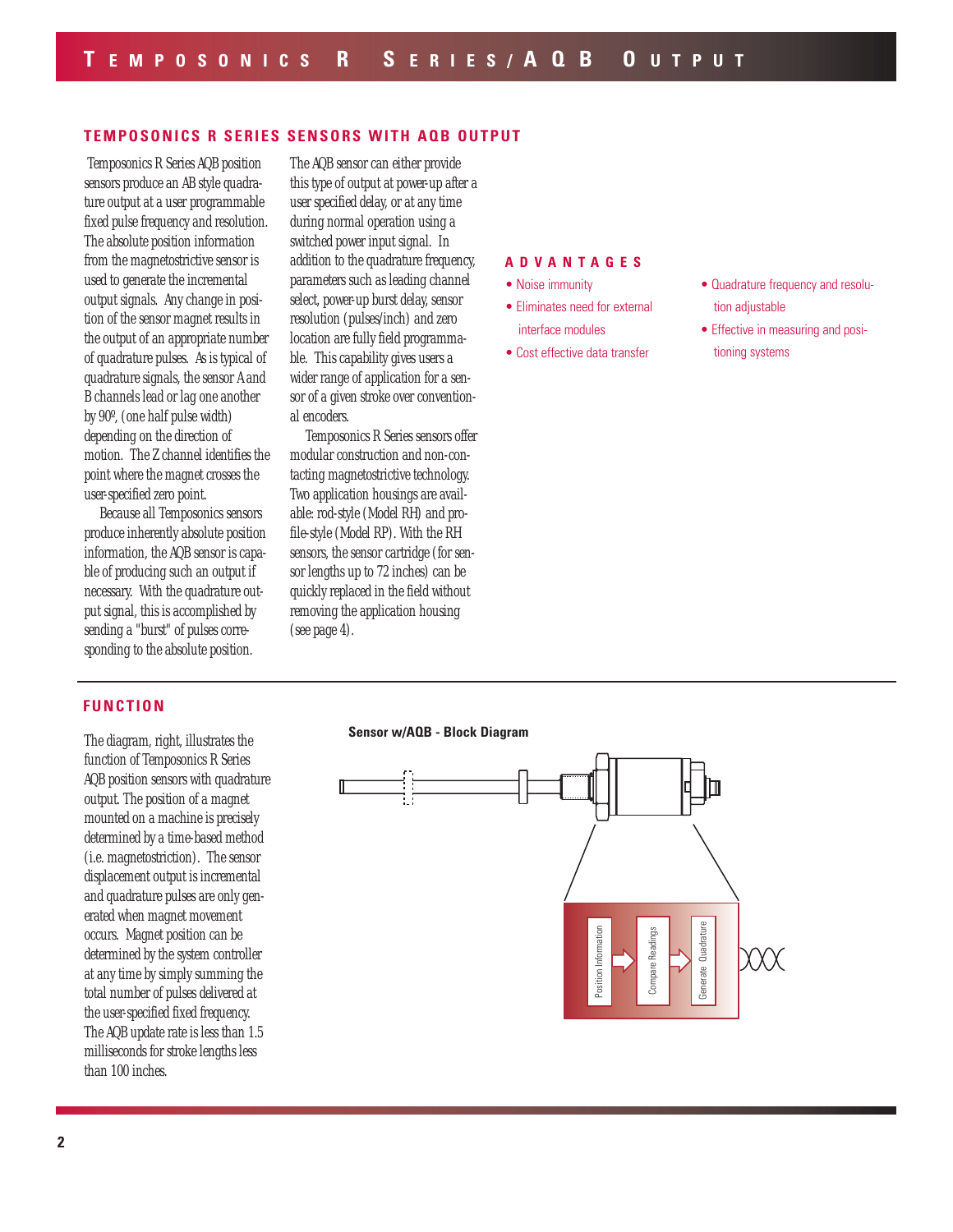## TEMPOSONICS R SERIES SENSORS WITH AQB OUTPUT

Temposonics R Series AQB position sensors produce an AB style quadrature output at a user programmable fixed pulse frequency and resolution. The absolute position information from the magnetostrictive sensor is used to generate the incremental output signals. Any change in position of the sensor magnet results in the output of an appropriate number of quadrature pulses. As is typical of quadrature signals, the sensor A and B channels lead or lag one another by 90º, (one half pulse width) depending on the direction of motion. The Z channel identifies the point where the magnet crosses the user-specified zero point.

Because all Temposonics sensors produce inherently absolute position information, the AQB sensor is capable of producing such an output if necessary. With the quadrature output signal, this is accomplished by sending a "burst" of pulses corresponding to the absolute position.

The AQB sensor can either provide this type of output at power-up after a user specified delay, or at any time during normal operation using a switched power input signal. In addition to the quadrature frequency, parameters such as leading channel select, power-up burst delay, sensor resolution (pulses/inch) and zero location are fully field programmable. This capability gives users a wider range of application for a sensor of a given stroke over conventional encoders.

Temposonics R Series sensors offer modular construction and non-contacting magnetostrictive technology. Two application housings are available: rod-style (Model RH) and profile-style (Model RP). With the RH sensors, the sensor cartridge (for sensor lengths up to 72 inches) can be quickly replaced in the field without removing the application housing (see page 4).

### ADVANTAGES

- Noise immunity
- Eliminates need for external interface modules
- Cost effective data transfer
- Quadrature frequency and resolution adjustable
- Effective in measuring and positioning systems

## FUNCTION

The diagram, right, illustrates the function of Temposonics R Series AQB position sensors with quadrature output. The position of a magnet mounted on a machine is precisely determined by a time-based method (i.e. magnetostriction). The sensor displacement output is incremental and quadrature pulses are only generated when magnet movement occurs. Magnet position can be determined by the system controller at any time by simply summing the total number of pulses delivered at the user-specified fixed frequency. The AQB update rate is less than 1.5 milliseconds for stroke lengths less than 100 inches.

**Sensor w/AQB - Block Diagram**

Position Information → Compare Readings → Generate Quadrature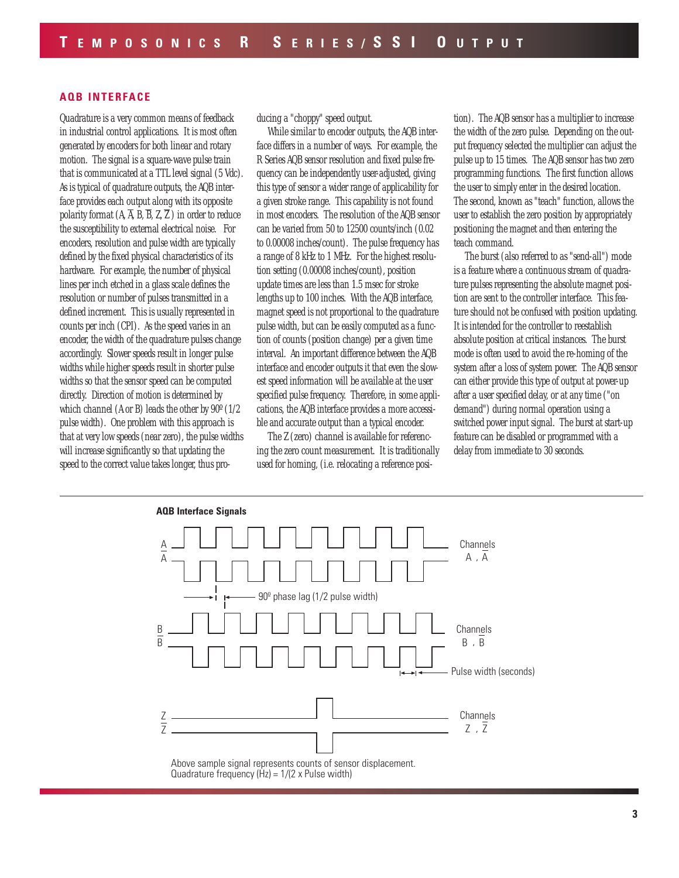## AQB INTERFACE

Quadrature is a very common means of feedback in industrial control applications. It is most often generated by encoders for both linear and rotary motion. The signal is a square-wave pulse train that is communicated at a TTL level signal (5 Vdc). As is typical of quadrature outputs, the AQB interface provides each output along with its opposite polarity format (A, $\overline{A}$, B, $\overline{B}$, Z, $\overline{Z}$) in order to reduce the susceptibility to external electrical noise. For encoders, resolution and pulse width are typically defined by the fixed physical characteristics of its hardware. For example, the number of physical lines per inch etched in a glass scale defines the resolution or number of pulses transmitted in a defined increment. This is usually represented in counts per inch (CPI). As the speed varies in an encoder, the width of the quadrature pulses change accordingly. Slower speeds result in longer pulse widths while higher speeds result in shorter pulse widths so that the sensor speed can be computed directly. Direction of motion is determined by which channel (A or B) leads the other by 90º (1/2 pulse width). One problem with this approach is that at very low speeds (near zero), the pulse widths will increase significantly so that updating the speed to the correct value takes longer, thus producing a "choppy" speed output.

While similar to encoder outputs, the AQB interface differs in a number of ways. For example, the R Series AQB sensor resolution and fixed pulse frequency can be independently user-adjusted, giving this type of sensor a wider range of applicability for a given stroke range. This capability is not found in most encoders. The resolution of the AQB sensor can be varied from 50 to 12500 counts/inch (0.02 to 0.00008 inches/count). The pulse frequency has a range of 8 kHz to 1 MHz. For the highest resolution setting (0.00008 inches/count), position update times are less than 1.5 msec for stroke lengths up to 100 inches. With the AQB interface, magnet speed is not proportional to the quadrature pulse width, but can be easily computed as a function of counts (position change) per a given time interval. An important difference between the AQB interface and encoder outputs it that even the slowest speed information will be available at the user specified pulse frequency. Therefore, in some applications, the AQB interface provides a more accessible and accurate output than a typical encoder.

The Z (zero) channel is available for referencing the zero count measurement. It is traditionally used for homing, (i.e. relocating a reference position). The AQB sensor has a multiplier to increase the width of the zero pulse. Depending on the output frequency selected the multiplier can adjust the pulse up to 15 times. The AQB sensor has two zero programming functions. The first function allows the user to simply enter in the desired location. The second, known as "teach" function, allows the user to establish the zero position by appropriately positioning the magnet and then entering the teach command.

The burst (also referred to as "send-all") mode is a feature where a continuous stream of quadrature pulses representing the absolute magnet position are sent to the controller interface. This feature should not be confused with position updating. It is intended for the controller to reestablish absolute position at critical instances. The burst mode is often used to avoid the re-homing of the system after a loss of system power. The AQB sensor can either provide this type of output at power-up after a user specified delay, or at any time ("on demand") during normal operation using a switched power input signal. The burst at start-up feature can be disabled or programmed with a delay from immediate to 30 seconds.

**AQB Interface Signals**

A, $\overline{A}$ — Channels A, $\overline{A}$

90º phase lag (1/2 pulse width)

B, $\overline{B}$ — Channels B, $\overline{B}$

Pulse width (seconds)

Z, $\overline{Z}$ — Channels Z, $\overline{Z}$

Above sample signal represents counts of sensor displacement.
Quadrature frequency (Hz) = 1/(2 x Pulse width)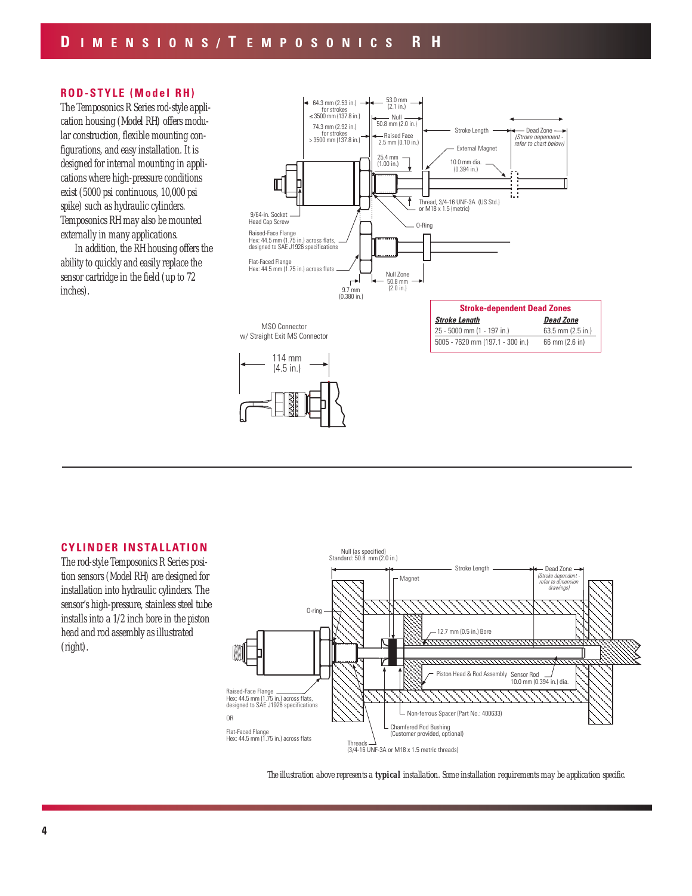# DIMENSIONS/TEMPOSONICS RH

## ROD-STYLE (Model RH)

The Temposonics R Series rod-style application housing (Model RH) offers modular construction, flexible mounting configurations, and easy installation. It is designed for internal mounting in applications where high-pressure conditions exist (5000 psi continuous, 10,000 psi spike) such as hydraulic cylinders. Temposonics RH may also be mounted externally in many applications.

In addition, the RH housing offers the ability to quickly and easily replace the sensor cartridge in the field (up to 72 inches).

64.3 mm (2.53 in.) for strokes ≤ 3500 mm (137.8 in.)

74.3 mm (2.92 in.) for strokes > 3500 mm (137.8 in.)

53.0 mm (2.1 in.)

Null 50.8 mm (2.0 in.)

Raised Face 2.5 mm (0.10 in.)

25.4 mm (1.00 in.)

Stroke Length

Dead Zone (Stroke dependent - refer to chart below)

External Magnet

10.0 mm dia. (0.394 in.)

Thread, 3/4-16 UNF-3A (US Std.) or M18 x 1.5 (metric)

O-Ring

9/64-in. Socket Head Cap Screw

Raised-Face Flange Hex: 44.5 mm (1.75 in.) across flats, designed to SAE J1926 specifications

Flat-Faced Flange Hex: 44.5 mm (1.75 in.) across flats

9.7 mm (0.380 in.)

Null Zone 50.8 mm (2.0 in.)

MSO Connector w/ Straight Exit MS Connector

114 mm (4.5 in.)

**Stroke-dependent Dead Zones**

| Stroke Length | Dead Zone |
|---|---|
| 25 - 5000 mm (1 - 197 in.) | 63.5 mm (2.5 in.) |
| 5005 - 7620 mm (197.1 - 300 in.) | 66 mm (2.6 in) |

## CYLINDER INSTALLATION

The rod-style Temposonics R Series position sensors (Model RH) are designed for installation into hydraulic cylinders. The sensor's high-pressure, stainless steel tube installs into a 1/2 inch bore in the piston head and rod assembly as illustrated (right).

Null (as specified) Standard: 50.8 mm (2.0 in.)

Stroke Length

Dead Zone (Stroke dependent - refer to dimension drawings)

Magnet

O-ring

12.7 mm (0.5 in.) Bore

Piston Head & Rod Assembly

Sensor Rod 10.0 mm (0.394 in.) dia.

Raised-Face Flange Hex: 44.5 mm (1.75 in.) across flats, designed to SAE J1926 specifications

OR

Flat-Faced Flange Hex: 44.5 mm (1.75 in.) across flats

Non-ferrous Spacer (Part No.: 400633)

Chamfered Rod Bushing (Customer provided, optional)

Threads (3/4-16 UNF-3A or M18 x 1.5 metric threads)

The illustration above represents a **typical** installation. Some installation requirements may be application specific.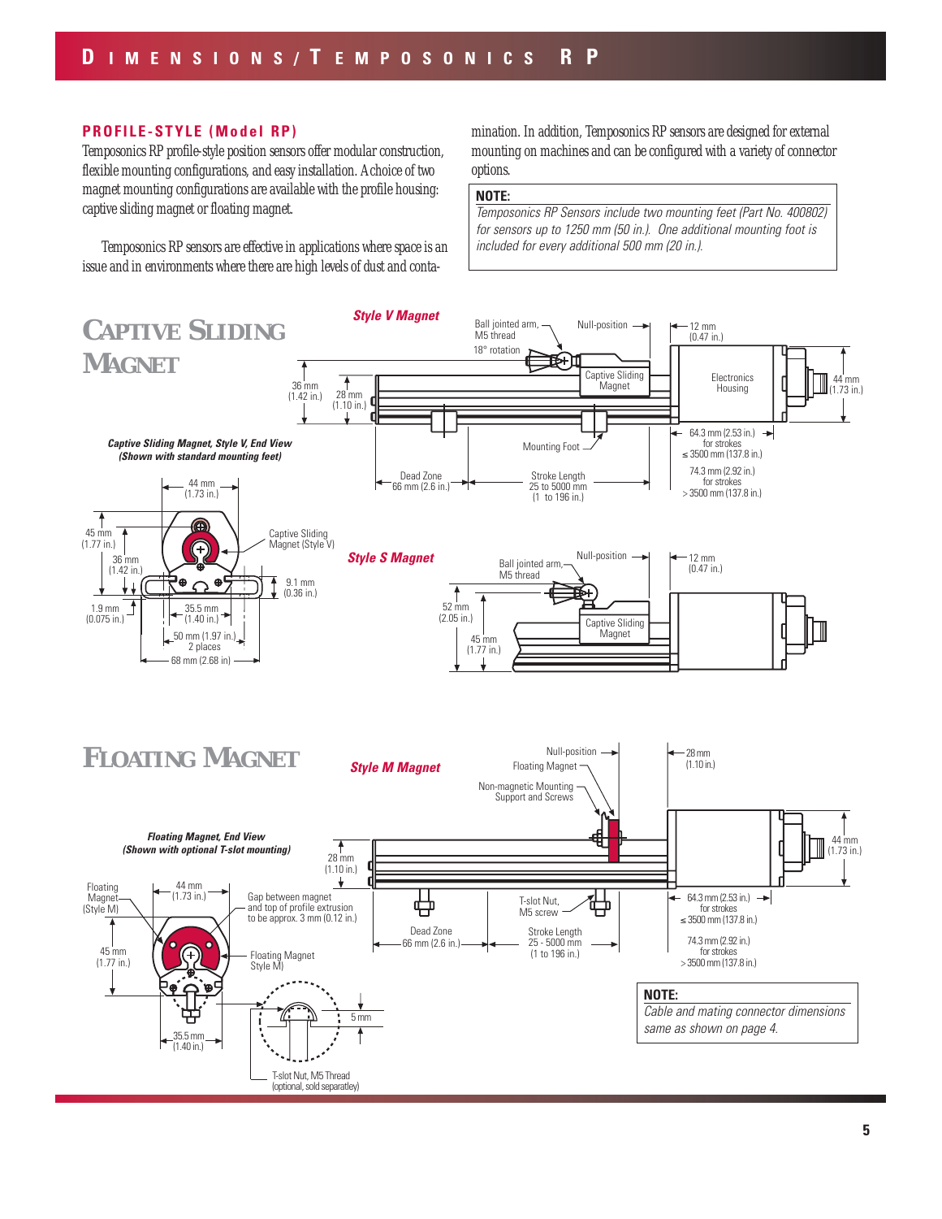# DIMENSIONS/TEMPOSONICS RP

## PROFILE-STYLE (Model RP)

Temposonics RP profile-style position sensors offer modular construction, flexible mounting configurations, and easy installation. A choice of two magnet mounting configurations are available with the profile housing: captive sliding magnet or floating magnet.

Temposonics RP sensors are effective in applications where space is an issue and in environments where there are high levels of dust and contamination. In addition, Temposonics RP sensors are designed for external mounting on machines and can be configured with a variety of connector options.

**NOTE:**
*Temposonics RP Sensors include two mounting feet (Part No. 400802) for sensors up to 1250 mm (50 in.). One additional mounting foot is included for every additional 500 mm (20 in.).*

## CAPTIVE SLIDING MAGNET

***Style V Magnet***

Ball jointed arm, M5 thread
18° rotation
Null-position
12 mm (0.47 in.)
Captive Sliding Magnet
Electronics Housing
44 mm (1.73 in.)
36 mm (1.42 in.)
28 mm (1.10 in.)
Mounting Foot
64.3 mm (2.53 in.) for strokes ≤ 3500 mm (137.8 in.)
74.3 mm (2.92 in.) for strokes > 3500 mm (137.8 in.)
Dead Zone 66 mm (2.6 in.)
Stroke Length 25 to 5000 mm (1 to 196 in.)

***Captive Sliding Magnet, Style V, End View (Shown with standard mounting feet)***

44 mm (1.73 in.)
45 mm (1.77 in.)
36 mm (1.42 in.)
Captive Sliding Magnet (Style V)
9.1 mm (0.36 in.)
1.9 mm (0.075 in.)
35.5 mm (1.40 in.)
50 mm (1.97 in.) 2 places
68 mm (2.68 in)

***Style S Magnet***

Ball jointed arm, M5 thread
Null-position
12 mm (0.47 in.)
52 mm (2.05 in.)
45 mm (1.77 in.)
Captive Sliding Magnet

## FLOATING MAGNET

***Style M Magnet***

Null-position
Floating Magnet
Non-magnetic Mounting Support and Screws
28 mm (1.10 in.)
44 mm (1.73 in.)
28 mm (1.10 in.)
T-slot Nut, M5 screw
64.3 mm (2.53 in.) for strokes ≤ 3500 mm (137.8 in.)
74.3 mm (2.92 in.) for strokes > 3500 mm (137.8 in.)
Dead Zone 66 mm (2.6 in.)
Stroke Length 25 - 5000 mm (1 to 196 in.)

***Floating Magnet, End View (Shown with optional T-slot mounting)***

Floating Magnet (Style M)
44 mm (1.73 in.)
Gap between magnet and top of profile extrusion to be approx. 3 mm (0.12 in.)
45 mm (1.77 in.)
Floating Magnet Style M)
5 mm
35.5 mm (1.40 in.)
T-slot Nut, M5 Thread (optional, sold separatley)

**NOTE:**
*Cable and mating connector dimensions same as shown on page 4.*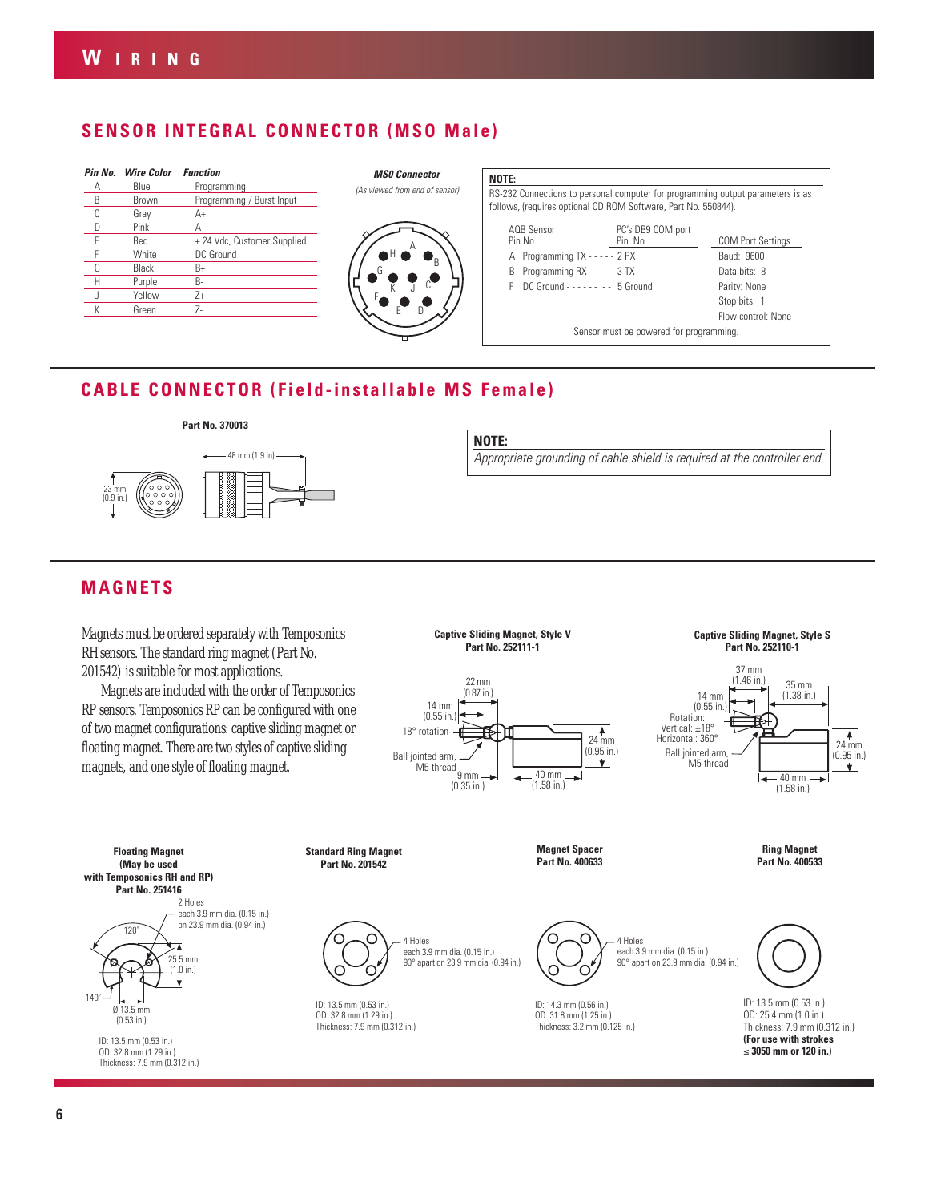# WIRING

## SENSOR INTEGRAL CONNECTOR (MSO Male)

| Pin No. | Wire Color | Function |
|---|---|---|
| A | Blue | Programming |
| B | Brown | Programming / Burst Input |
| C | Gray | A+ |
| D | Pink | A- |
| E | Red | + 24 Vdc, Customer Supplied |
| F | White | DC Ground |
| G | Black | B+ |
| H | Purple | B- |
| J | Yellow | Z+ |
| K | Green | Z- |

**MSO Connector**

*(As viewed from end of sensor)*

**NOTE:**

RS-232 Connections to personal computer for programming output parameters is as follows, (requires optional CD ROM Software, Part No. 550844).

| AQB Sensor Pin No. | | PC's DB9 COM port Pin. No. | | COM Port Settings |
|---|---|---|---|---|
| A | Programming TX - - - - - | 2 RX | | Baud: 9600 |
| B | Programming RX - - - - - | 3 TX | | Data bits: 8 |
| F | DC Ground - - - - - - - - | 5 Ground | | Parity: None |
| | | | | Stop bits: 1 |
| | | | | Flow control: None |

Sensor must be powered for programming.

## CABLE CONNECTOR (Field-installable MS Female)

**Part No. 370013**

23 mm (0.9 in.)

48 mm (1.9 in)

**NOTE:**

*Appropriate grounding of cable shield is required at the controller end.*

## MAGNETS

Magnets must be ordered separately with Temposonics RH sensors. The standard ring magnet (Part No. 201542) is suitable for most applications.

Magnets are included with the order of Temposonics RP sensors. Temposonics RP can be configured with one of two magnet configurations: captive sliding magnet or floating magnet. There are two styles of captive sliding magnets, and one style of floating magnet.

**Captive Sliding Magnet, Style V**
**Part No. 252111-1**

22 mm (0.87 in.)
14 mm (0.55 in.)
18° rotation
Ball jointed arm, M5 thread
9 mm (0.35 in.)
40 mm (1.58 in.)
24 mm (0.95 in.)

**Captive Sliding Magnet, Style S**
**Part No. 252110-1**

37 mm (1.46 in.)
35 mm (1.38 in.)
14 mm (0.55 in.)
Rotation:
Vertical: ±18°
Horizontal: 360°
Ball jointed arm, M5 thread
24 mm (0.95 in.)
40 mm (1.58 in.)

**Floating Magnet**
**(May be used with Temposonics RH and RP)**
**Part No. 251416**

2 Holes each 3.9 mm dia. (0.15 in.) on 23.9 mm dia. (0.94 in.)
120°
140°
25.5 mm (1.0 in.)
Ø 13.5 mm (0.53 in.)

ID: 13.5 mm (0.53 in.)
OD: 32.8 mm (1.29 in.)
Thickness: 7.9 mm (0.312 in.)

**Standard Ring Magnet**
**Part No. 201542**

4 Holes each 3.9 mm dia. (0.15 in.) 90° apart on 23.9 mm dia. (0.94 in.)

ID: 13.5 mm (0.53 in.)
OD: 32.8 mm (1.29 in.)
Thickness: 7.9 mm (0.312 in.)

**Magnet Spacer**
**Part No. 400633**

4 Holes each 3.9 mm dia. (0.15 in.) 90° apart on 23.9 mm dia. (0.94 in.)

ID: 14.3 mm (0.56 in.)
OD: 31.8 mm (1.25 in.)
Thickness: 3.2 mm (0.125 in.)

**Ring Magnet**
**Part No. 400533**

ID: 13.5 mm (0.53 in.)
OD: 25.4 mm (1.0 in.)
Thickness: 7.9 mm (0.312 in.)
**(For use with strokes ≤ 3050 mm or 120 in.)**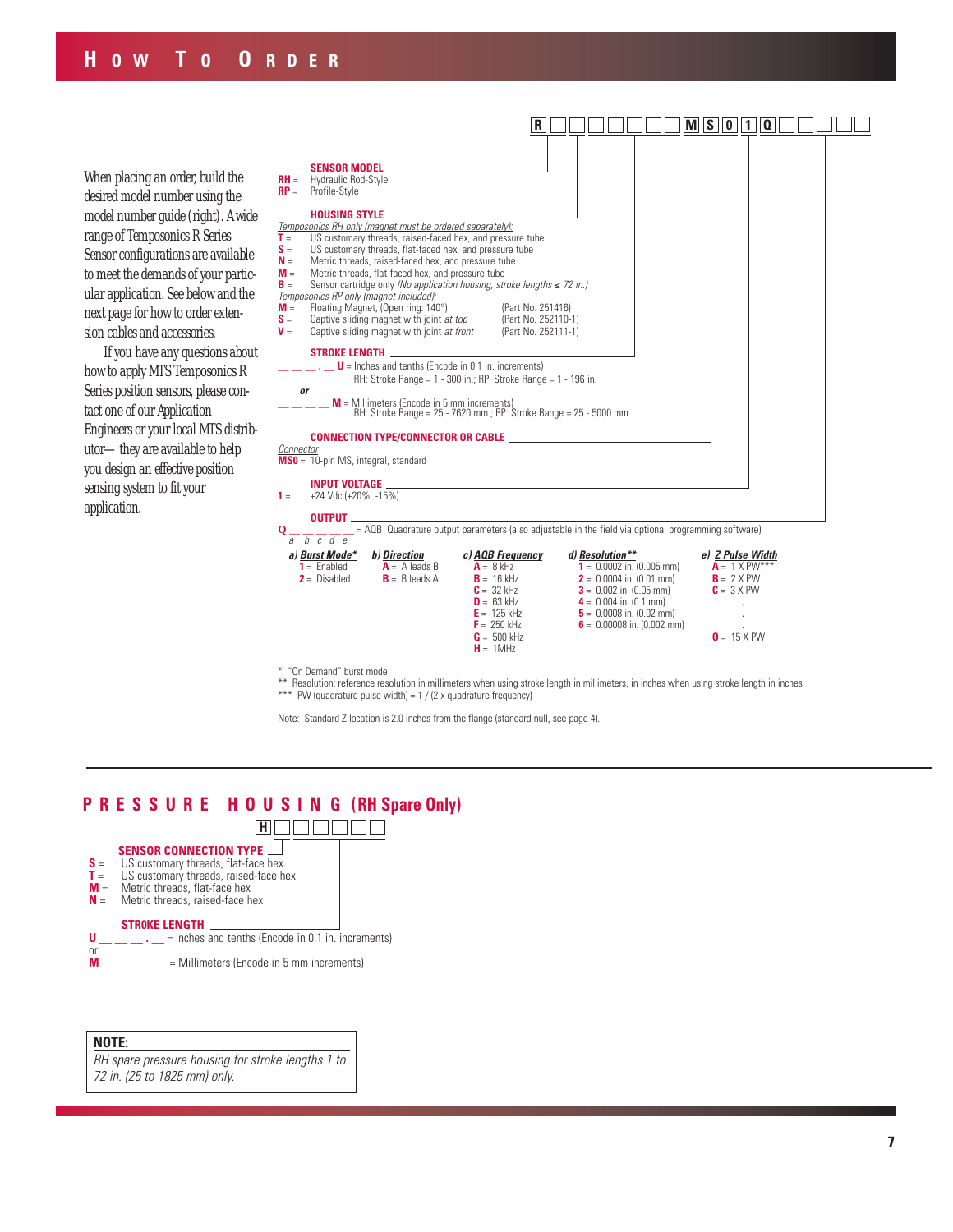# How To Order

When placing an order, build the desired model number using the model number guide (right). A wide range of Temposonics R Series Sensor configurations are available to meet the demands of your particular application. See below and the next page for how to order extension cables and accessories.

If you have any questions about how to apply MTS Temposonics R Series position sensors, please contact one of our Application Engineers or your local MTS distributor— they are available to help you design an effective position sensing system to fit your application.

**R ☐ ☐ ☐ ☐ ☐ ☐ ☐ M S 0 1 Q ☐ ☐ ☐ ☐ ☐**

**SENSOR MODEL**

- **RH** = Hydraulic Rod-Style
- **RP** = Profile-Style

**HOUSING STYLE**

*Temposonics RH only (magnet must be ordered separately):*

- **T** = US customary threads, raised-faced hex, and pressure tube
- **S** = US customary threads, flat-faced hex, and pressure tube
- **N** = Metric threads, raised-faced hex, and pressure tube
- **M** = Metric threads, flat-faced hex, and pressure tube
- **B** = Sensor cartridge only *(No application housing, stroke lengths ≤ 72 in.)*

*Temposonics RP only (magnet included):*

- **M** = Floating Magnet, (Open ring: 140°) (Part No. 251416)
- **S** = Captive sliding magnet with joint *at top* (Part No. 252110-1)
- **V** = Captive sliding magnet with joint *at front* (Part No. 252111-1)

**STROKE LENGTH**

__ __ __ . __ **U** = Inches and tenths (Encode in 0.1 in. increments)
RH: Stroke Range = 1 - 300 in.; RP: Stroke Range = 1 - 196 in.

***or***

__ __ __ __ **M** = Millimeters (Encode in 5 mm increments)
RH: Stroke Range = 25 - 7620 mm.; RP: Stroke Range = 25 - 5000 mm

**CONNECTION TYPE/CONNECTOR OR CABLE**

*Connector*

- **MS0** = 10-pin MS, integral, standard

**INPUT VOLTAGE**

- **1** = +24 Vdc (+20%, -15%)

**OUTPUT**

**Q** __ __ __ __ __ = AQB Quadrature output parameters (also adjustable in the field via optional programming software)
a b c d e

| a) Burst Mode* | b) Direction | c) AQB Frequency | d) Resolution** | e) Z Pulse Width |
|---|---|---|---|---|
| **1** = Enabled | **A** = A leads B | **A** = 8 kHz | **1** = 0.0002 in. (0.005 mm) | **A** = 1 X PW*** |
| **2** = Disabled | **B** = B leads A | **B** = 16 kHz | **2** = 0.0004 in. (0.01 mm) | **B** = 2 X PW |
| | | **C** = 32 kHz | **3** = 0.002 in. (0.05 mm) | **C** = 3 X PW |
| | | **D** = 63 kHz | **4** = 0.004 in. (0.1 mm) | . |
| | | **E** = 125 kHz | **5** = 0.0008 in. (0.02 mm) | . |
| | | **F** = 250 kHz | **6** = 0.00008 in. (0.002 mm) | . |
| | | **G** = 500 kHz | | **0** = 15 X PW |
| | | **H** = 1MHz | | |

\* "On Demand" burst mode
\*\* Resolution: reference resolution in millimeters when using stroke length in millimeters, in inches when using stroke length in inches
\*\*\* PW (quadrature pulse width) = 1 / (2 x quadrature frequency)

Note: Standard Z location is 2.0 inches from the flange (standard null, see page 4).

# Pressure Housing (RH Spare Only)

**H ☐ ☐ ☐ ☐ ☐ ☐**

**SENSOR CONNECTION TYPE**

- **S** = US customary threads, flat-face hex
- **T** = US customary threads, raised-face hex
- **M** = Metric threads, flat-face hex
- **N** = Metric threads, raised-face hex

**STROKE LENGTH**

**U** __ __ __ . __ = Inches and tenths (Encode in 0.1 in. increments)
or
**M** __ __ __ __ = Millimeters (Encode in 5 mm increments)

**NOTE:**
*RH spare pressure housing for stroke lengths 1 to 72 in. (25 to 1825 mm) only.*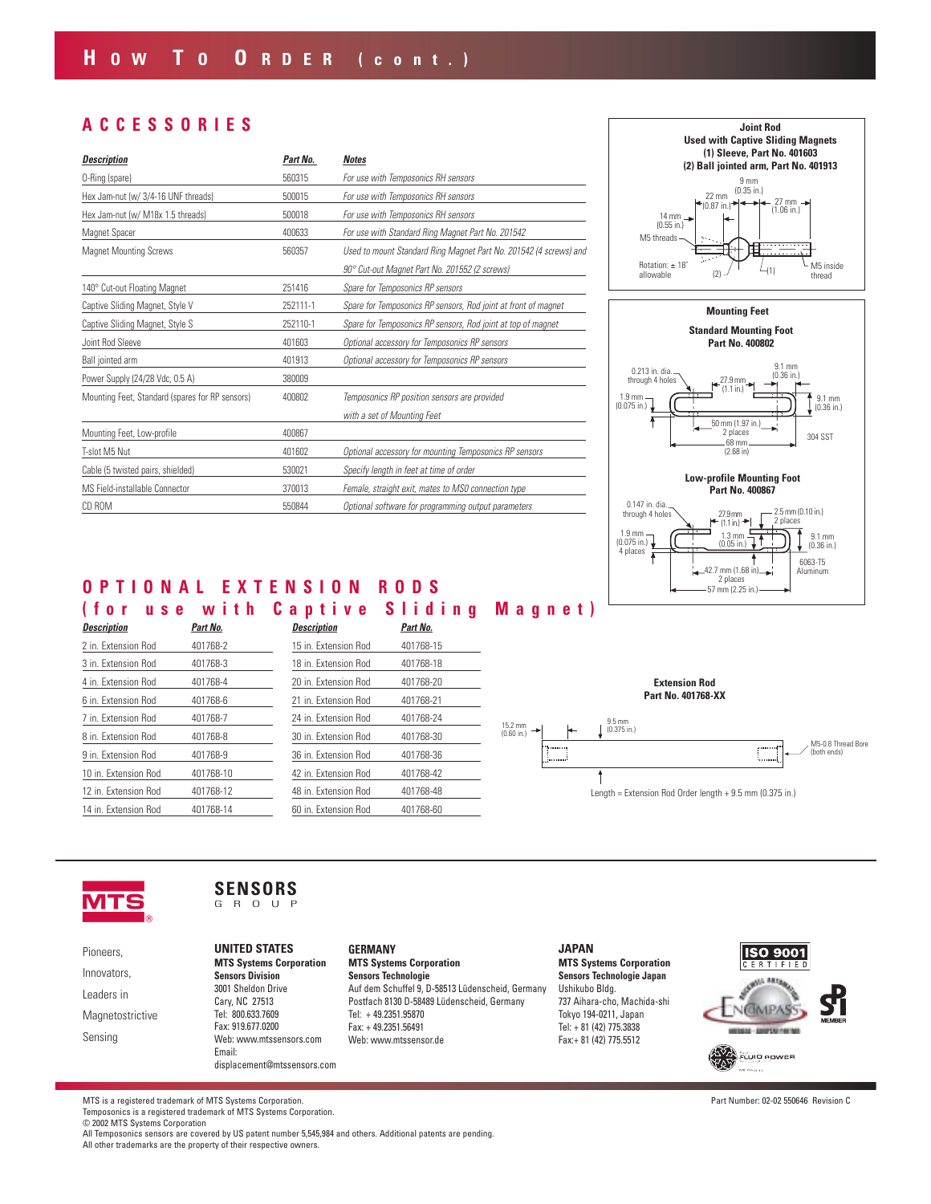# How To Order (cont.)

## ACCESSORIES

| Description | Part No. | Notes |
|---|---|---|
| O-Ring (spare) | 560315 | For use with Temposonics RH sensors |
| Hex Jam-nut (w/ 3/4-16 UNF threads) | 500015 | For use with Temposonics RH sensors |
| Hex Jam-nut (w/ M18x 1.5 threads) | 500018 | For use with Temposonics RH sensors |
| Magnet Spacer | 400633 | For use with Standard Ring Magnet Part No. 201542 |
| Magnet Mounting Screws | 560357 | Used to mount Standard Ring Magnet Part No. 201542 (4 screws) and 90° Cut-out Magnet Part No. 201552 (2 screws) |
| 140° Cut-out Floating Magnet | 251416 | Spare for Temposonics RP sensors |
| Captive Sliding Magnet, Style V | 252111-1 | Spare for Temposonics RP sensors, Rod joint at front of magnet |
| Captive Sliding Magnet, Style S | 252110-1 | Spare for Temposonics RP sensors, Rod joint at top of magnet |
| Joint Rod Sleeve | 401603 | Optional accessory for Temposonics RP sensors |
| Ball jointed arm | 401913 | Optional accessory for Temposonics RP sensors |
| Power Supply (24/28 Vdc, 0.5 A) | 380009 | |
| Mounting Feet, Standard (spares for RP sensors) | 400802 | Temposonics RP position sensors are provided with a set of Mounting Feet |
| Mounting Feet, Low-profile | 400867 | |
| T-slot M5 Nut | 401602 | Optional accessory for mounting Temposonics RP sensors |
| Cable (5 twisted pairs, shielded) | 530021 | Specify length in feet at time of order |
| MS Field-installable Connector | 370013 | Female, straight exit, mates to MS0 connection type |
| CD ROM | 550844 | Optional software for programming output parameters |

**Joint Rod**
**Used with Captive Sliding Magnets**
**(1) Sleeve, Part No. 401603**
**(2) Ball jointed arm, Part No. 401913**

9 mm (0.35 in.)
22 mm (0.87 in.)
27 mm (1.06 in.)
14 mm (0.55 in.)
M5 threads
Rotation: ± 18° allowable
(2)
(1)
M5 inside thread

**Mounting Feet**

**Standard Mounting Foot**
**Part No. 400802**

0.213 in. dia. through 4 holes
27.9 mm (1.1 in.)
9.1 mm (0.36 in.)
1.9 mm (0.075 in.)
9.1 mm (0.36 in.)
50 mm (1.97 in.) 2 places
68 mm (2.68 in)
304 SST

**Low-profile Mounting Foot**
**Part No. 400867**

0.147 in. dia. through 4 holes
27.9mm (1.1 in.)
2.5 mm (0.10 in.) 2 places
1.9 mm (0.075 in.) 4 places
1.3 mm (0.05 in.)
9.1 mm (0.36 in.)
6063-T5 Aluminum
42.7 mm (1.68 in) 2 places
57 mm (2.25 in.)

## OPTIONAL EXTENSION RODS (for use with Captive Sliding Magnet)

| Description | Part No. | Description | Part No. |
|---|---|---|---|
| 2 in. Extension Rod | 401768-2 | 15 in. Extension Rod | 401768-15 |
| 3 in. Extension Rod | 401768-3 | 18 in. Extension Rod | 401768-18 |
| 4 in. Extension Rod | 401768-4 | 20 in. Extension Rod | 401768-20 |
| 6 in. Extension Rod | 401768-6 | 21 in. Extension Rod | 401768-21 |
| 7 in. Extension Rod | 401768-7 | 24 in. Extension Rod | 401768-24 |
| 8 in. Extension Rod | 401768-8 | 30 in. Extension Rod | 401768-30 |
| 9 in. Extension Rod | 401768-9 | 36 in. Extension Rod | 401768-36 |
| 10 in. Extension Rod | 401768-10 | 42 in. Extension Rod | 401768-42 |
| 12 in. Extension Rod | 401768-12 | 48 in. Extension Rod | 401768-48 |
| 14 in. Extension Rod | 401768-14 | 60 in. Extension Rod | 401768-60 |

**Extension Rod**
**Part No. 401768-XX**

15.2 mm (0.60 in.)
9.5 mm (0.375 in.)
M5-0.8 Thread Bore (both ends)
Length = Extension Rod Order length + 9.5 mm (0.375 in.)

---

**MTS SENSORS GROUP**

Pioneers,
Innovators,
Leaders in
Magnetostrictive
Sensing

**UNITED STATES**
**MTS Systems Corporation**
**Sensors Division**
3001 Sheldon Drive
Cary, NC 27513
Tel: 800.633.7609
Fax: 919.677.0200
Web: www.mtssensors.com
Email:
displacement@mtssensors.com

**GERMANY**
**MTS Systems Corporation**
**Sensors Technologie**
Auf dem Schuffel 9, D-58513 Lüdenscheid, Germany
Postfach 8130 D-58489 Lüdenscheid, Germany
Tel: + 49.2351.95870
Fax: + 49.2351.56491
Web: www.mtssensor.de

**JAPAN**
**MTS Systems Corporation**
**Sensors Technologie Japan**
Ushikubo Bldg.
737 Aihara-cho, Machida-shi
Tokyo 194-0211, Japan
Tel: + 81 (42) 775.3838
Fax:+ 81 (42) 775.5512

ISO 9001 CERTIFIED

MTS is a registered trademark of MTS Systems Corporation.
Temposonics is a registered trademark of MTS Systems Corporation.
© 2002 MTS Systems Corporation
All Temposonics sensors are covered by US patent number 5,545,984 and others. Additional patents are pending.
All other trademarks are the property of their respective owners.

Part Number: 02-02 550646 Revision C